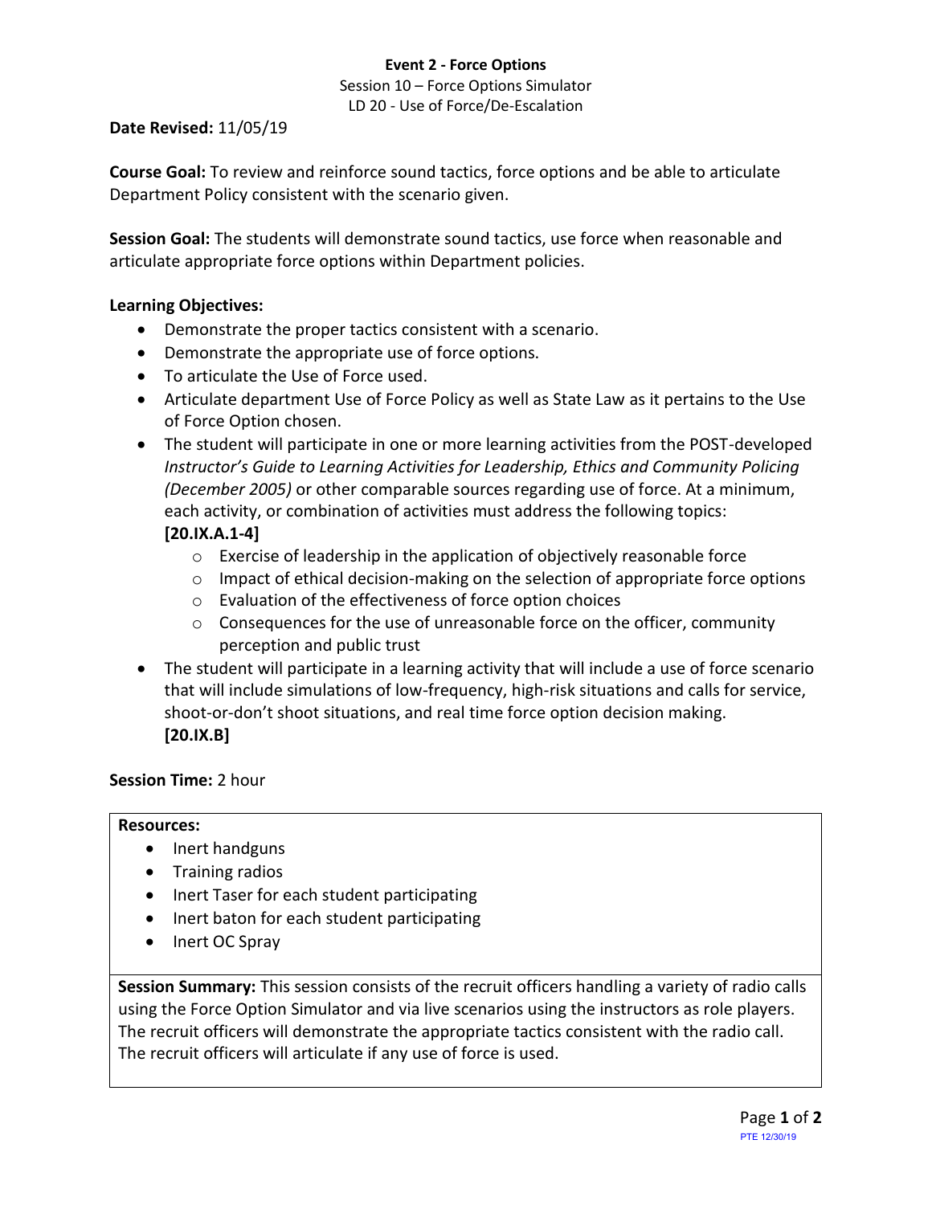**Event 2 - Force Options**

Session 10 – Force Options Simulator

LD 20 - Use of Force/De-Escalation

**Date Revised:** 11/05/19

**Course Goal:** To review and reinforce sound tactics, force options and be able to articulate Department Policy consistent with the scenario given.

**Session Goal:** The students will demonstrate sound tactics, use force when reasonable and articulate appropriate force options within Department policies.

**Learning Objectives:**

- Demonstrate the proper tactics consistent with a scenario.
- Demonstrate the appropriate use of force options.
- To articulate the Use of Force used.
- Articulate department Use of Force Policy as well as State Law as it pertains to the Use of Force Option chosen.
- The student will participate in one or more learning activities from the POST-developed *Instructor's Guide to Learning Activities for Leadership, Ethics and Community Policing (December 2005)* or other comparable sources regarding use of force. At a minimum, each activity, or combination of activities must address the following topics: **[20.IX.A.1-4]**
    - Exercise of leadership in the application of objectively reasonable force
    - Impact of ethical decision-making on the selection of appropriate force options
    - Evaluation of the effectiveness of force option choices
    - Consequences for the use of unreasonable force on the officer, community perception and public trust
- The student will participate in a learning activity that will include a use of force scenario that will include simulations of low-frequency, high-risk situations and calls for service, shoot-or-don't shoot situations, and real time force option decision making. **[20.IX.B]**

**Session Time:** 2 hour

**Resources:**

- Inert handguns
- Training radios
- Inert Taser for each student participating
- Inert baton for each student participating
- Inert OC Spray

**Session Summary:** This session consists of the recruit officers handling a variety of radio calls using the Force Option Simulator and via live scenarios using the instructors as role players. The recruit officers will demonstrate the appropriate tactics consistent with the radio call. The recruit officers will articulate if any use of force is used.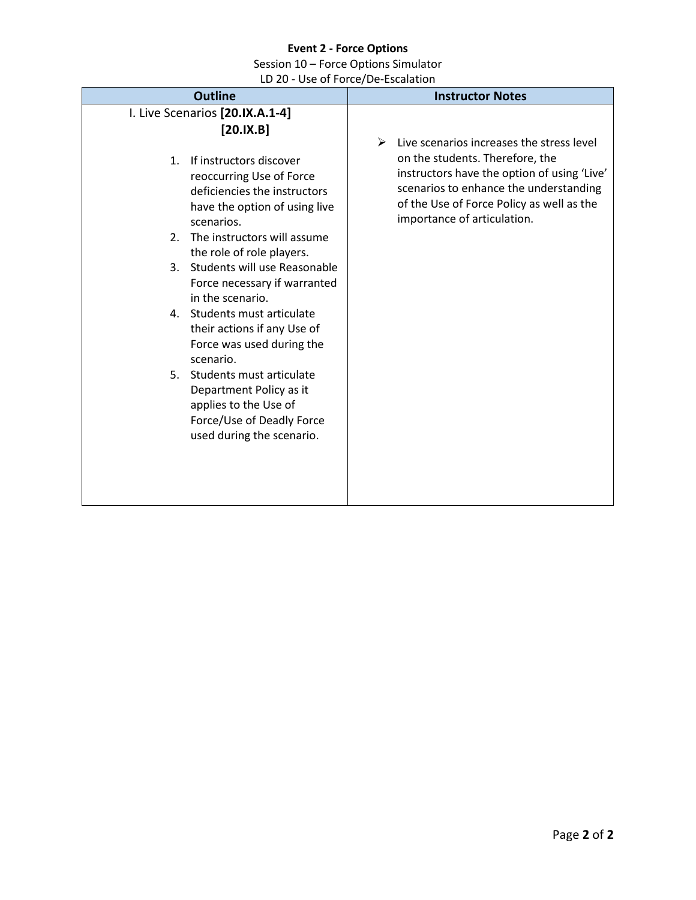**Event 2 - Force Options**

Session 10 – Force Options Simulator

LD 20 - Use of Force/De-Escalation

| Outline | Instructor Notes |
|---|---|
| I. Live Scenarios **[20.IX.A.1-4] [20.IX.B]**<br><br>1. If instructors discover reoccurring Use of Force deficiencies the instructors have the option of using live scenarios.<br>2. The instructors will assume the role of role players.<br>3. Students will use Reasonable Force necessary if warranted in the scenario.<br>4. Students must articulate their actions if any Use of Force was used during the scenario.<br>5. Students must articulate Department Policy as it applies to the Use of Force/Use of Deadly Force used during the scenario. | ➢ Live scenarios increases the stress level on the students. Therefore, the instructors have the option of using 'Live' scenarios to enhance the understanding of the Use of Force Policy as well as the importance of articulation. |